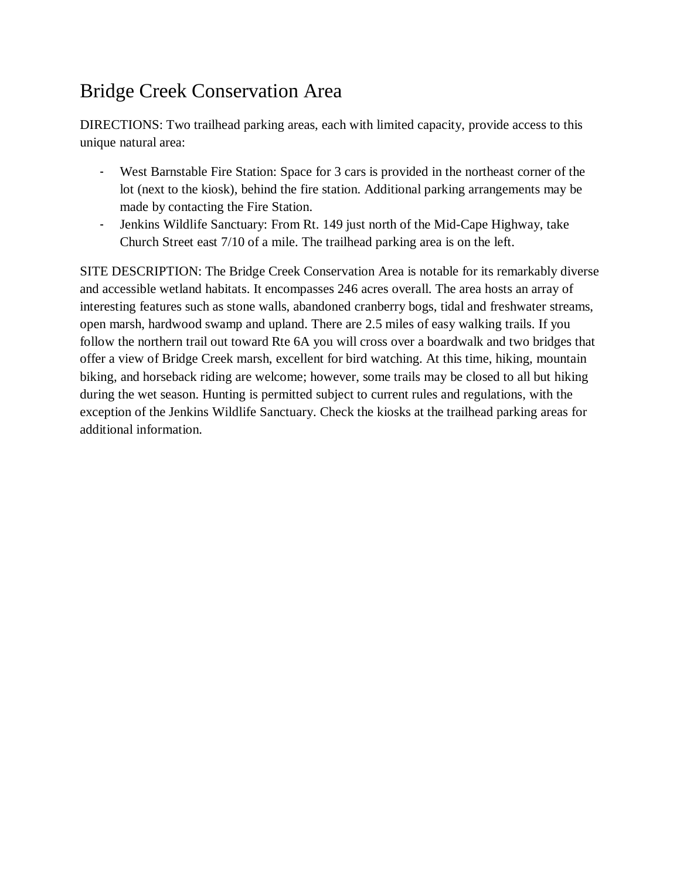# Bridge Creek Conservation Area

DIRECTIONS: Two trailhead parking areas, each with limited capacity, provide access to this unique natural area:

- West Barnstable Fire Station: Space for 3 cars is provided in the northeast corner of the lot (next to the kiosk), behind the fire station. Additional parking arrangements may be made by contacting the Fire Station.
- Jenkins Wildlife Sanctuary: From Rt. 149 just north of the Mid-Cape Highway, take Church Street east 7/10 of a mile. The trailhead parking area is on the left.

SITE DESCRIPTION: The Bridge Creek Conservation Area is notable for its remarkably diverse and accessible wetland habitats. It encompasses 246 acres overall. The area hosts an array of interesting features such as stone walls, abandoned cranberry bogs, tidal and freshwater streams, open marsh, hardwood swamp and upland. There are 2.5 miles of easy walking trails. If you follow the northern trail out toward Rte 6A you will cross over a boardwalk and two bridges that offer a view of Bridge Creek marsh, excellent for bird watching. At this time, hiking, mountain biking, and horseback riding are welcome; however, some trails may be closed to all but hiking during the wet season. Hunting is permitted subject to current rules and regulations, with the exception of the Jenkins Wildlife Sanctuary. Check the kiosks at the trailhead parking areas for additional information.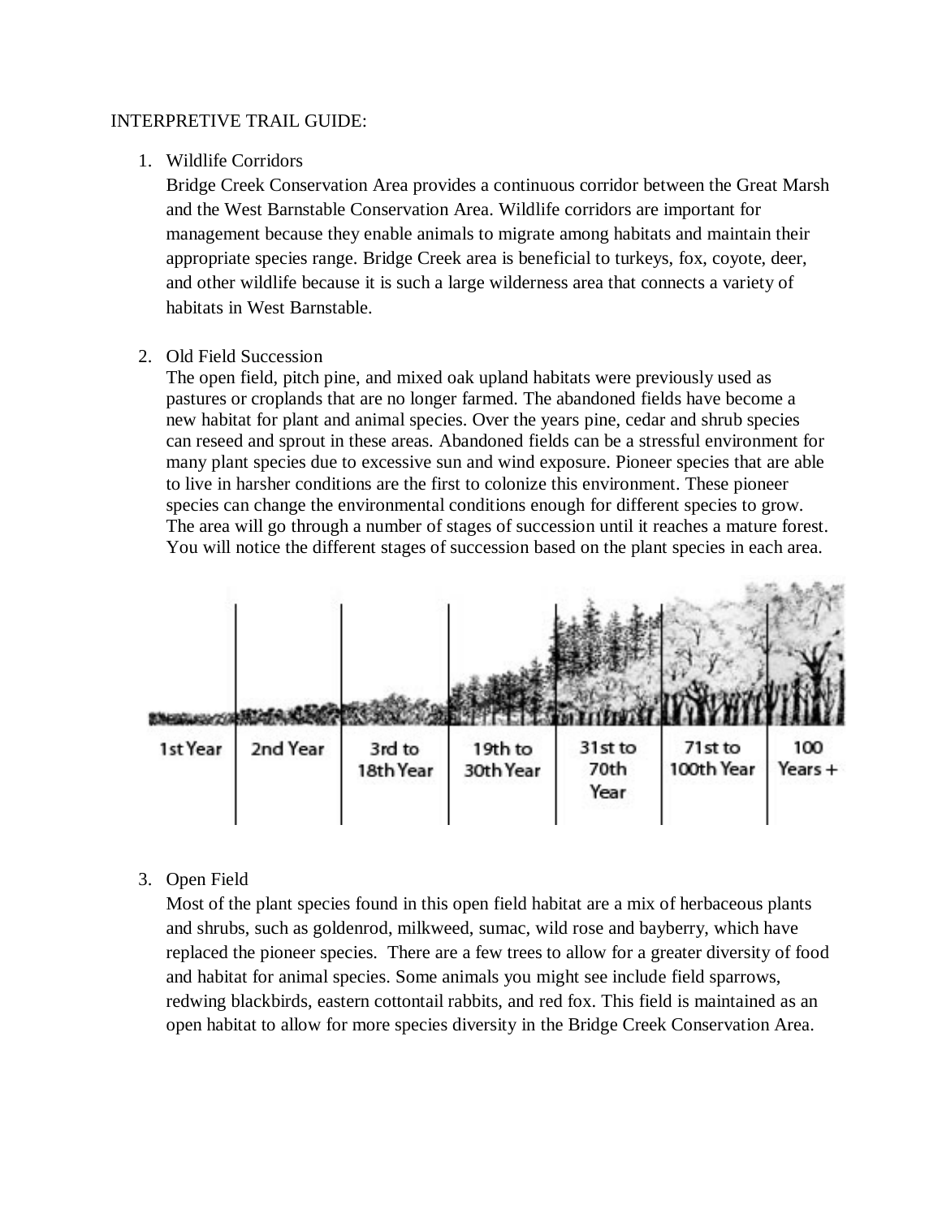INTERPRETIVE TRAIL GUIDE:

1. Wildlife Corridors
   Bridge Creek Conservation Area provides a continuous corridor between the Great Marsh and the West Barnstable Conservation Area. Wildlife corridors are important for management because they enable animals to migrate among habitats and maintain their appropriate species range. Bridge Creek area is beneficial to turkeys, fox, coyote, deer, and other wildlife because it is such a large wilderness area that connects a variety of habitats in West Barnstable.

2. Old Field Succession
   The open field, pitch pine, and mixed oak upland habitats were previously used as pastures or croplands that are no longer farmed. The abandoned fields have become a new habitat for plant and animal species. Over the years pine, cedar and shrub species can reseed and sprout in these areas. Abandoned fields can be a stressful environment for many plant species due to excessive sun and wind exposure. Pioneer species that are able to live in harsher conditions are the first to colonize this environment. These pioneer species can change the environmental conditions enough for different species to grow. The area will go through a number of stages of succession until it reaches a mature forest. You will notice the different stages of succession based on the plant species in each area.

3. Open Field
   Most of the plant species found in this open field habitat are a mix of herbaceous plants and shrubs, such as goldenrod, milkweed, sumac, wild rose and bayberry, which have replaced the pioneer species. There are a few trees to allow for a greater diversity of food and habitat for animal species. Some animals you might see include field sparrows, redwing blackbirds, eastern cottontail rabbits, and red fox. This field is maintained as an open habitat to allow for more species diversity in the Bridge Creek Conservation Area.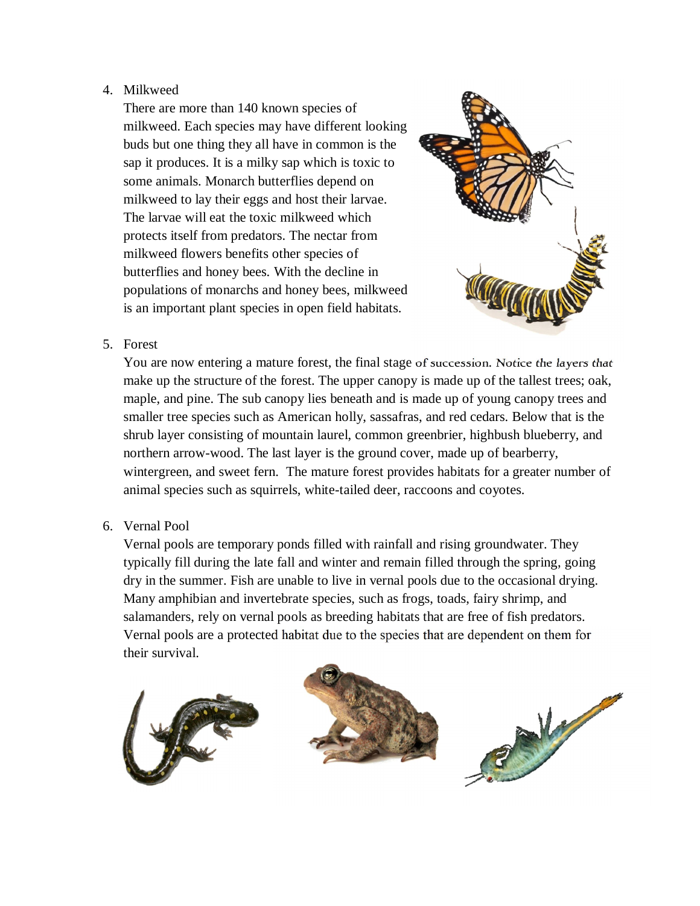4. Milkweed

   There are more than 140 known species of milkweed. Each species may have different looking buds but one thing they all have in common is the sap it produces. It is a milky sap which is toxic to some animals. Monarch butterflies depend on milkweed to lay their eggs and host their larvae. The larvae will eat the toxic milkweed which protects itself from predators. The nectar from milkweed flowers benefits other species of butterflies and honey bees. With the decline in populations of monarchs and honey bees, milkweed is an important plant species in open field habitats.

5. Forest

   You are now entering a mature forest, the final stage of succession. Notice the layers that make up the structure of the forest. The upper canopy is made up of the tallest trees; oak, maple, and pine. The sub canopy lies beneath and is made up of young canopy trees and smaller tree species such as American holly, sassafras, and red cedars. Below that is the shrub layer consisting of mountain laurel, common greenbrier, highbush blueberry, and northern arrow-wood. The last layer is the ground cover, made up of bearberry, wintergreen, and sweet fern. The mature forest provides habitats for a greater number of animal species such as squirrels, white-tailed deer, raccoons and coyotes.

6. Vernal Pool

   Vernal pools are temporary ponds filled with rainfall and rising groundwater. They typically fill during the late fall and winter and remain filled through the spring, going dry in the summer. Fish are unable to live in vernal pools due to the occasional drying. Many amphibian and invertebrate species, such as frogs, toads, fairy shrimp, and salamanders, rely on vernal pools as breeding habitats that are free of fish predators. Vernal pools are a protected habitat due to the species that are dependent on them for their survival.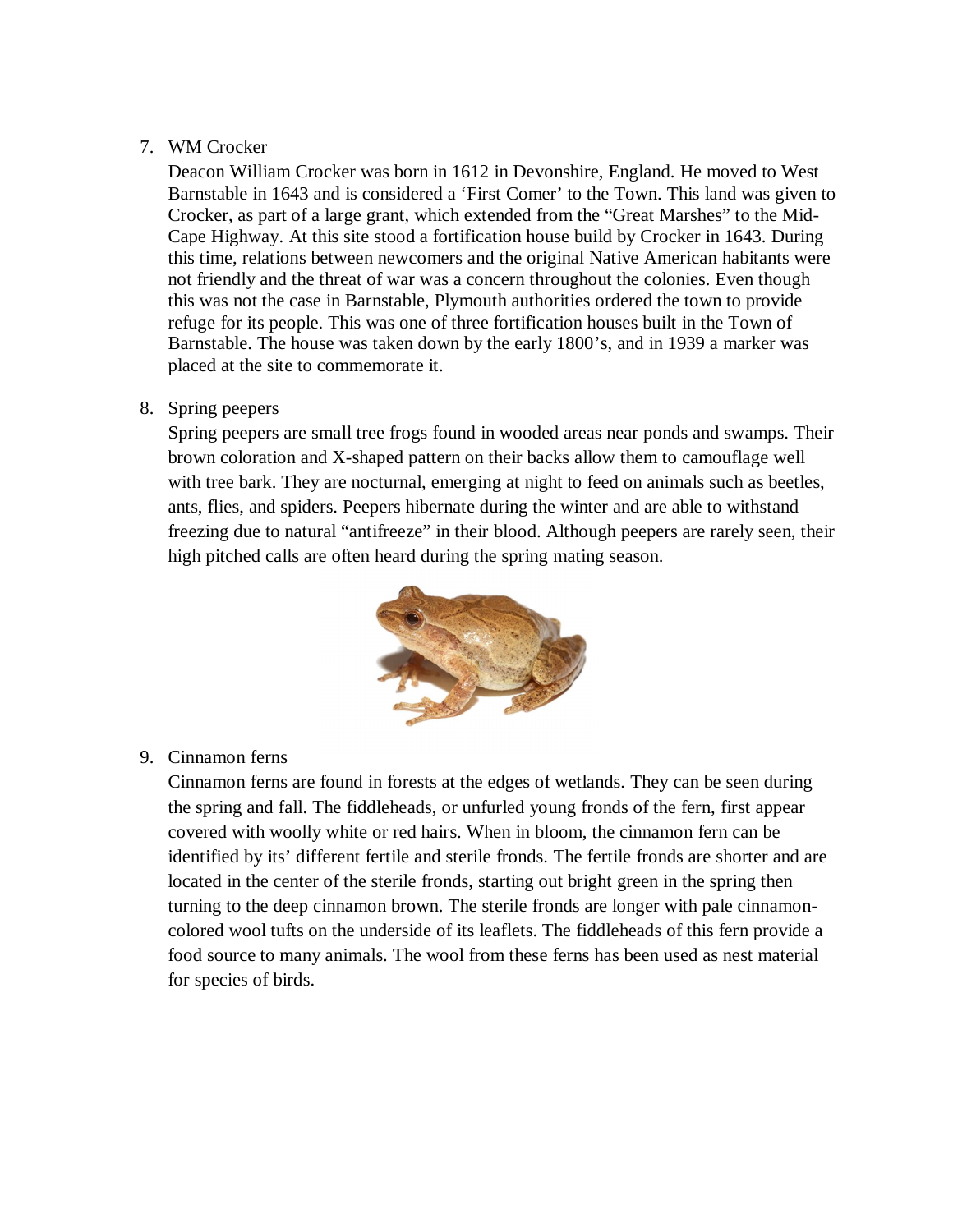7. WM Crocker

   Deacon William Crocker was born in 1612 in Devonshire, England. He moved to West Barnstable in 1643 and is considered a 'First Comer' to the Town. This land was given to Crocker, as part of a large grant, which extended from the "Great Marshes" to the Mid-Cape Highway. At this site stood a fortification house build by Crocker in 1643. During this time, relations between newcomers and the original Native American habitants were not friendly and the threat of war was a concern throughout the colonies. Even though this was not the case in Barnstable, Plymouth authorities ordered the town to provide refuge for its people. This was one of three fortification houses built in the Town of Barnstable. The house was taken down by the early 1800's, and in 1939 a marker was placed at the site to commemorate it.

8. Spring peepers

   Spring peepers are small tree frogs found in wooded areas near ponds and swamps. Their brown coloration and X-shaped pattern on their backs allow them to camouflage well with tree bark. They are nocturnal, emerging at night to feed on animals such as beetles, ants, flies, and spiders. Peepers hibernate during the winter and are able to withstand freezing due to natural "antifreeze" in their blood. Although peepers are rarely seen, their high pitched calls are often heard during the spring mating season.

9. Cinnamon ferns

   Cinnamon ferns are found in forests at the edges of wetlands. They can be seen during the spring and fall. The fiddleheads, or unfurled young fronds of the fern, first appear covered with woolly white or red hairs. When in bloom, the cinnamon fern can be identified by its' different fertile and sterile fronds. The fertile fronds are shorter and are located in the center of the sterile fronds, starting out bright green in the spring then turning to the deep cinnamon brown. The sterile fronds are longer with pale cinnamon-colored wool tufts on the underside of its leaflets. The fiddleheads of this fern provide a food source to many animals. The wool from these ferns has been used as nest material for species of birds.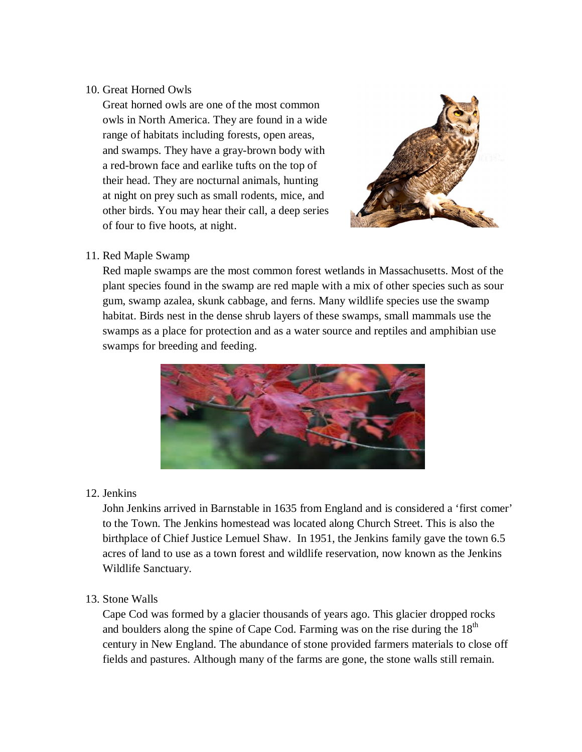10. Great Horned Owls

    Great horned owls are one of the most common owls in North America. They are found in a wide range of habitats including forests, open areas, and swamps. They have a gray-brown body with a red-brown face and earlike tufts on the top of their head. They are nocturnal animals, hunting at night on prey such as small rodents, mice, and other birds. You may hear their call, a deep series of four to five hoots, at night.

11. Red Maple Swamp

    Red maple swamps are the most common forest wetlands in Massachusetts. Most of the plant species found in the swamp are red maple with a mix of other species such as sour gum, swamp azalea, skunk cabbage, and ferns. Many wildlife species use the swamp habitat. Birds nest in the dense shrub layers of these swamps, small mammals use the swamps as a place for protection and as a water source and reptiles and amphibian use swamps for breeding and feeding.

12. Jenkins

    John Jenkins arrived in Barnstable in 1635 from England and is considered a 'first comer' to the Town. The Jenkins homestead was located along Church Street. This is also the birthplace of Chief Justice Lemuel Shaw. In 1951, the Jenkins family gave the town 6.5 acres of land to use as a town forest and wildlife reservation, now known as the Jenkins Wildlife Sanctuary.

13. Stone Walls

    Cape Cod was formed by a glacier thousands of years ago. This glacier dropped rocks and boulders along the spine of Cape Cod. Farming was on the rise during the 18th century in New England. The abundance of stone provided farmers materials to close off fields and pastures. Although many of the farms are gone, the stone walls still remain.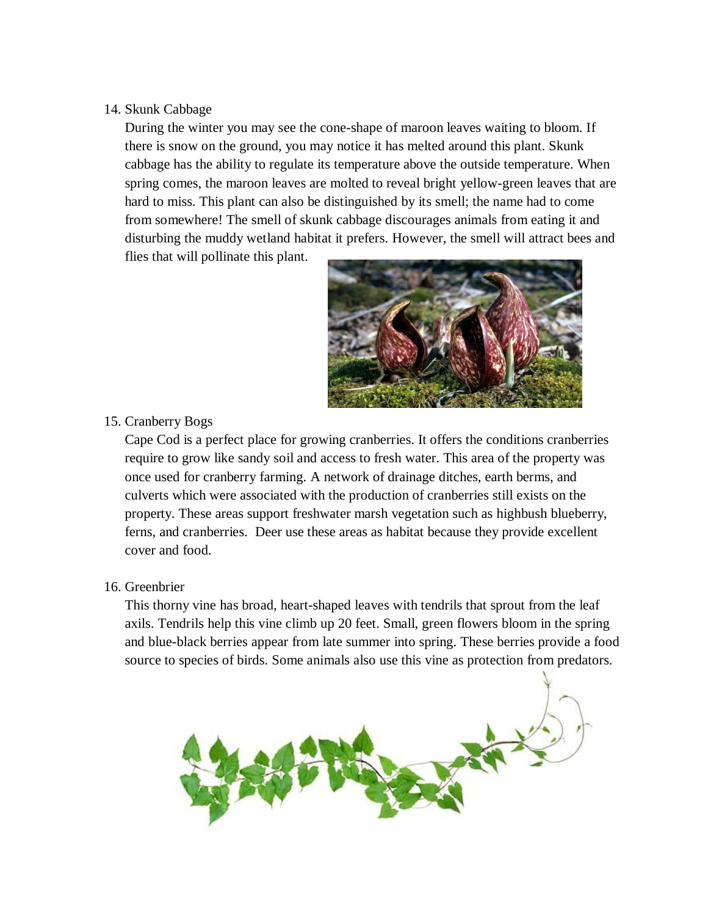14. Skunk Cabbage

During the winter you may see the cone-shape of maroon leaves waiting to bloom. If there is snow on the ground, you may notice it has melted around this plant. Skunk cabbage has the ability to regulate its temperature above the outside temperature. When spring comes, the maroon leaves are molted to reveal bright yellow-green leaves that are hard to miss. This plant can also be distinguished by its smell; the name had to come from somewhere! The smell of skunk cabbage discourages animals from eating it and disturbing the muddy wetland habitat it prefers. However, the smell will attract bees and flies that will pollinate this plant.

15. Cranberry Bogs

Cape Cod is a perfect place for growing cranberries. It offers the conditions cranberries require to grow like sandy soil and access to fresh water. This area of the property was once used for cranberry farming. A network of drainage ditches, earth berms, and culverts which were associated with the production of cranberries still exists on the property. These areas support freshwater marsh vegetation such as highbush blueberry, ferns, and cranberries. Deer use these areas as habitat because they provide excellent cover and food.

16. Greenbrier

This thorny vine has broad, heart-shaped leaves with tendrils that sprout from the leaf axils. Tendrils help this vine climb up 20 feet. Small, green flowers bloom in the spring and blue-black berries appear from late summer into spring. These berries provide a food source to species of birds. Some animals also use this vine as protection from predators.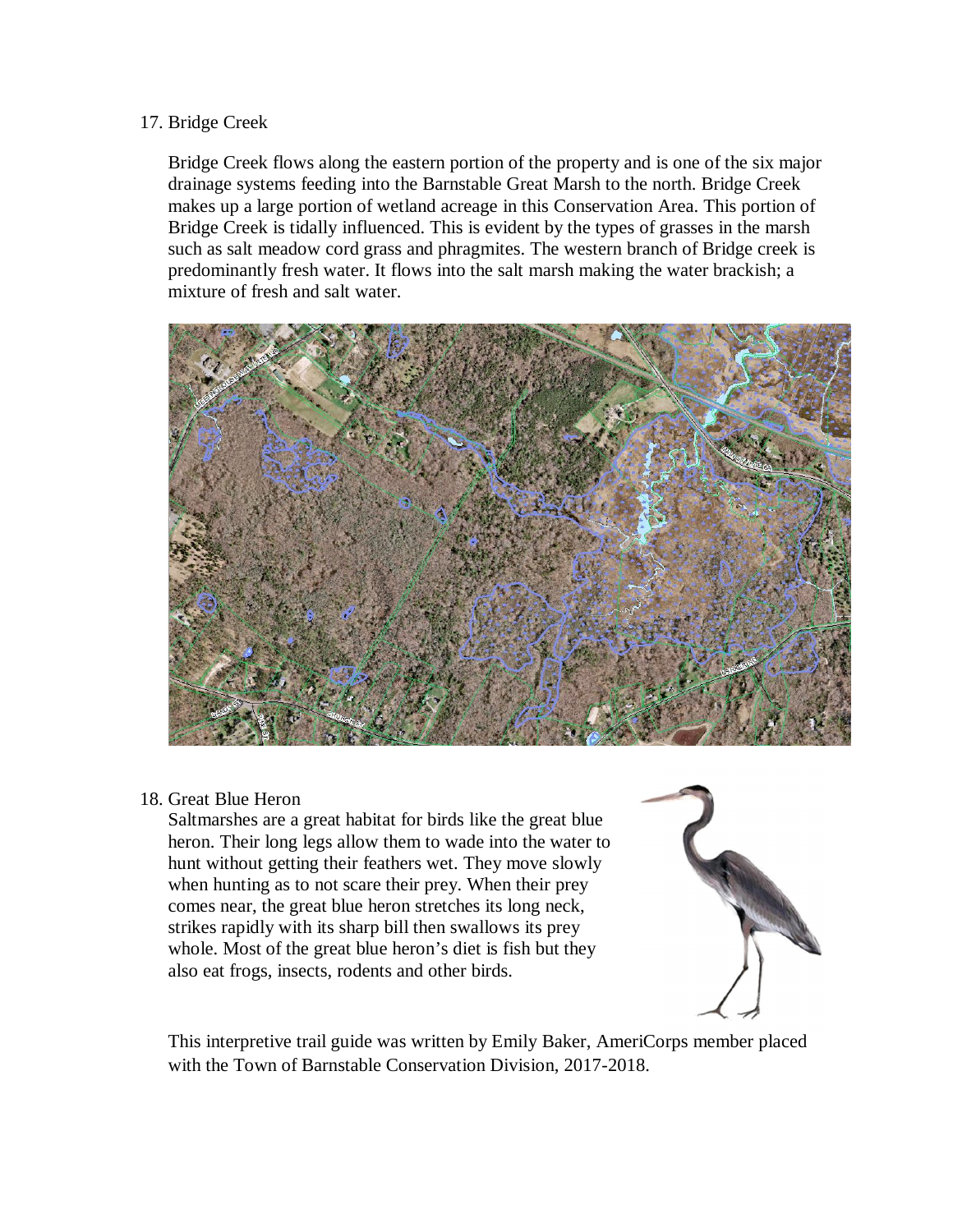17. Bridge Creek

Bridge Creek flows along the eastern portion of the property and is one of the six major drainage systems feeding into the Barnstable Great Marsh to the north. Bridge Creek makes up a large portion of wetland acreage in this Conservation Area. This portion of Bridge Creek is tidally influenced. This is evident by the types of grasses in the marsh such as salt meadow cord grass and phragmites. The western branch of Bridge creek is predominantly fresh water. It flows into the salt marsh making the water brackish; a mixture of fresh and salt water.

18. Great Blue Heron

Saltmarshes are a great habitat for birds like the great blue heron. Their long legs allow them to wade into the water to hunt without getting their feathers wet. They move slowly when hunting as to not scare their prey. When their prey comes near, the great blue heron stretches its long neck, strikes rapidly with its sharp bill then swallows its prey whole. Most of the great blue heron's diet is fish but they also eat frogs, insects, rodents and other birds.

This interpretive trail guide was written by Emily Baker, AmeriCorps member placed with the Town of Barnstable Conservation Division, 2017-2018.